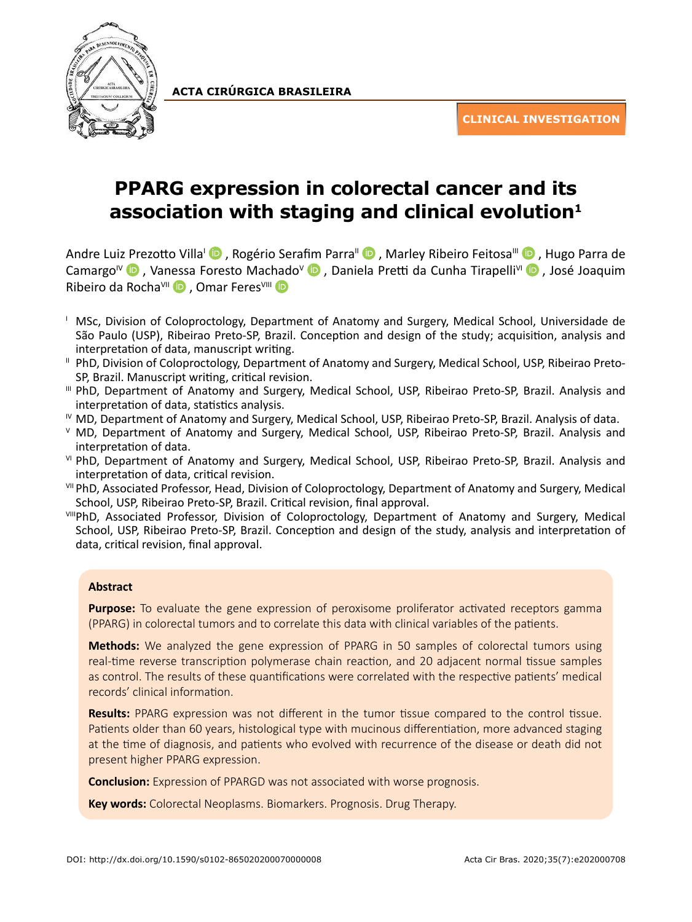**ACTA CIRÚRGICA BRASILEIRA**

**CLINICAL INVESTIGATION**

# PPARG expression in colorectal cancer and its association with staging and clinical evolution[1]

Andre Luiz Prezotto Villa[I], Rogério Serafim Parra[II], Marley Ribeiro Feitosa[III], Hugo Parra de Camargo[IV], Vanessa Foresto Machado[V], Daniela Pretti da Cunha Tirapelli[VI], José Joaquim Ribeiro da Rocha[VII], Omar Feres[VIII]

[I] MSc, Division of Coloproctology, Department of Anatomy and Surgery, Medical School, Universidade de São Paulo (USP), Ribeirao Preto-SP, Brazil. Conception and design of the study; acquisition, analysis and interpretation of data, manuscript writing.

[II] PhD, Division of Coloproctology, Department of Anatomy and Surgery, Medical School, USP, Ribeirao Preto-SP, Brazil. Manuscript writing, critical revision.

[III] PhD, Department of Anatomy and Surgery, Medical School, USP, Ribeirao Preto-SP, Brazil. Analysis and interpretation of data, statistics analysis.

[IV] MD, Department of Anatomy and Surgery, Medical School, USP, Ribeirao Preto-SP, Brazil. Analysis of data.

[V] MD, Department of Anatomy and Surgery, Medical School, USP, Ribeirao Preto-SP, Brazil. Analysis and interpretation of data.

[VI] PhD, Department of Anatomy and Surgery, Medical School, USP, Ribeirao Preto-SP, Brazil. Analysis and interpretation of data, critical revision.

[VII] PhD, Associated Professor, Head, Division of Coloproctology, Department of Anatomy and Surgery, Medical School, USP, Ribeirao Preto-SP, Brazil. Critical revision, final approval.

[VIII] PhD, Associated Professor, Division of Coloproctology, Department of Anatomy and Surgery, Medical School, USP, Ribeirao Preto-SP, Brazil. Conception and design of the study, analysis and interpretation of data, critical revision, final approval.

## Abstract

**Purpose:** To evaluate the gene expression of peroxisome proliferator activated receptors gamma (PPARG) in colorectal tumors and to correlate this data with clinical variables of the patients.

**Methods:** We analyzed the gene expression of PPARG in 50 samples of colorectal tumors using real-time reverse transcription polymerase chain reaction, and 20 adjacent normal tissue samples as control. The results of these quantifications were correlated with the respective patients' medical records' clinical information.

**Results:** PPARG expression was not different in the tumor tissue compared to the control tissue. Patients older than 60 years, histological type with mucinous differentiation, more advanced staging at the time of diagnosis, and patients who evolved with recurrence of the disease or death did not present higher PPARG expression.

**Conclusion:** Expression of PPARGD was not associated with worse prognosis.

**Key words:** Colorectal Neoplasms. Biomarkers. Prognosis. Drug Therapy.

DOI: http://dx.doi.org/10.1590/s0102-865020200070000008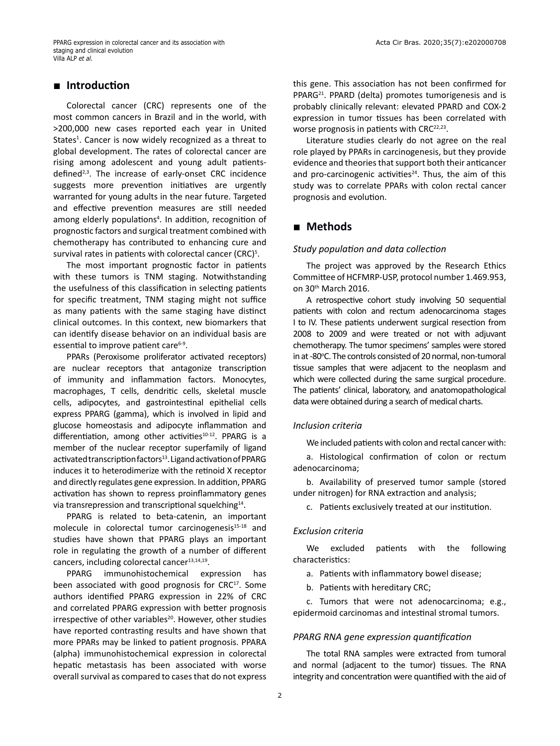## ■ Introduction

Colorectal cancer (CRC) represents one of the most common cancers in Brazil and in the world, with >200,000 new cases reported each year in United States[1]. Cancer is now widely recognized as a threat to global development. The rates of colorectal cancer are rising among adolescent and young adult patients-defined[2,3]. The increase of early-onset CRC incidence suggests more prevention initiatives are urgently warranted for young adults in the near future. Targeted and effective prevention measures are still needed among elderly populations[4]. In addition, recognition of prognostic factors and surgical treatment combined with chemotherapy has contributed to enhancing cure and survival rates in patients with colorectal cancer (CRC)[5].

The most important prognostic factor in patients with these tumors is TNM staging. Notwithstanding the usefulness of this classification in selecting patients for specific treatment, TNM staging might not suffice as many patients with the same staging have distinct clinical outcomes. In this context, new biomarkers that can identify disease behavior on an individual basis are essential to improve patient care[6-9].

PPARs (Peroxisome proliferator activated receptors) are nuclear receptors that antagonize transcription of immunity and inflammation factors. Monocytes, macrophages, T cells, dendritic cells, skeletal muscle cells, adipocytes, and gastrointestinal epithelial cells express PPARG (gamma), which is involved in lipid and glucose homeostasis and adipocyte inflammation and differentiation, among other activities[10-12]. PPARG is a member of the nuclear receptor superfamily of ligand activated transcription factors[13]. Ligand activation of PPARG induces it to heterodimerize with the retinoid X receptor and directly regulates gene expression. In addition, PPARG activation has shown to repress proinflammatory genes via transrepression and transcriptional squelching[14].

PPARG is related to beta-catenin, an important molecule in colorectal tumor carcinogenesis[15-18] and studies have shown that PPARG plays an important role in regulating the growth of a number of different cancers, including colorectal cancer[13,14,19].

PPARG immunohistochemical expression has been associated with good prognosis for CRC[17]. Some authors identified PPARG expression in 22% of CRC and correlated PPARG expression with better prognosis irrespective of other variables[20]. However, other studies have reported contrasting results and have shown that more PPARs may be linked to patient prognosis. PPARA (alpha) immunohistochemical expression in colorectal hepatic metastasis has been associated with worse overall survival as compared to cases that do not express this gene. This association has not been confirmed for PPARG[21]. PPARD (delta) promotes tumorigenesis and is probably clinically relevant: elevated PPARD and COX-2 expression in tumor tissues has been correlated with worse prognosis in patients with CRC[22,23].

Literature studies clearly do not agree on the real role played by PPARs in carcinogenesis, but they provide evidence and theories that support both their anticancer and pro-carcinogenic activities[24]. Thus, the aim of this study was to correlate PPARs with colon rectal cancer prognosis and evolution.

## ■ Methods

### *Study population and data collection*

The project was approved by the Research Ethics Committee of HCFMRP-USP, protocol number 1.469.953, on 30th March 2016.

A retrospective cohort study involving 50 sequential patients with colon and rectum adenocarcinoma stages I to IV. These patients underwent surgical resection from 2008 to 2009 and were treated or not with adjuvant chemotherapy. The tumor specimens' samples were stored in at -80°C. The controls consisted of 20 normal, non-tumoral tissue samples that were adjacent to the neoplasm and which were collected during the same surgical procedure. The patients' clinical, laboratory, and anatomopathological data were obtained during a search of medical charts.

### *Inclusion criteria*

We included patients with colon and rectal cancer with:

a. Histological confirmation of colon or rectum adenocarcinoma;

b. Availability of preserved tumor sample (stored under nitrogen) for RNA extraction and analysis;

c. Patients exclusively treated at our institution.

### *Exclusion criteria*

We excluded patients with the following characteristics:

a. Patients with inflammatory bowel disease;

b. Patients with hereditary CRC;

c. Tumors that were not adenocarcinoma; e.g., epidermoid carcinomas and intestinal stromal tumors.

### *PPARG RNA gene expression quantification*

The total RNA samples were extracted from tumoral and normal (adjacent to the tumor) tissues. The RNA integrity and concentration were quantified with the aid of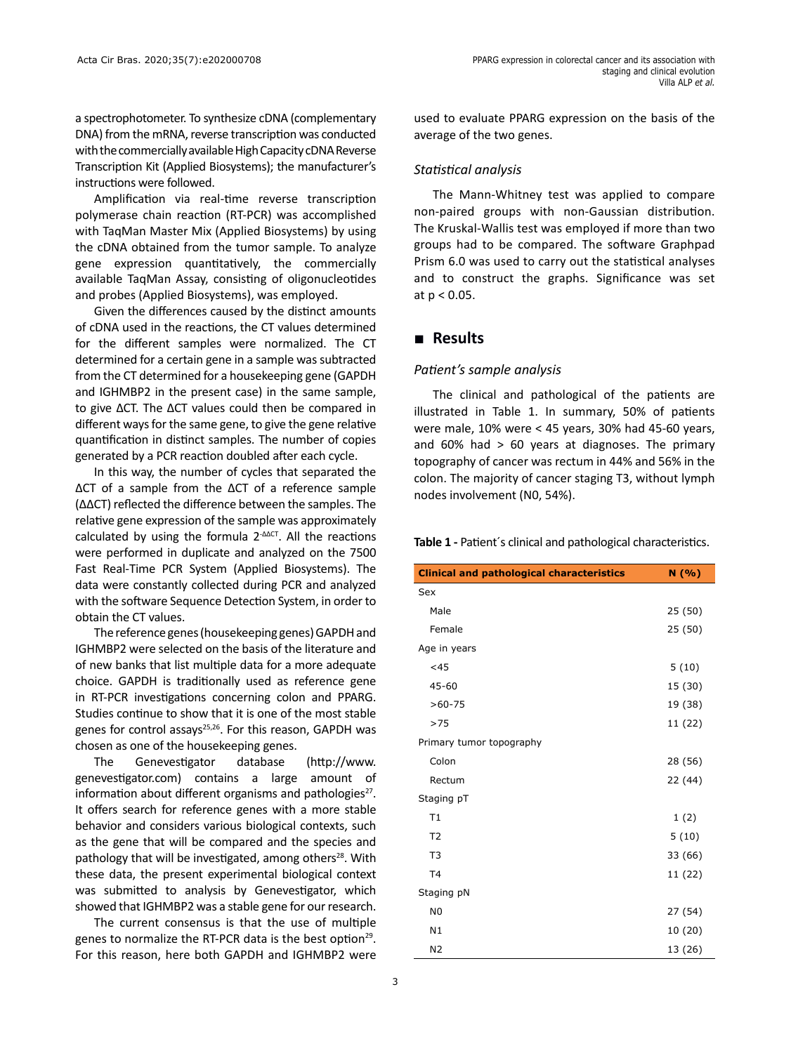a spectrophotometer. To synthesize cDNA (complementary DNA) from the mRNA, reverse transcription was conducted with the commercially available High Capacity cDNA Reverse Transcription Kit (Applied Biosystems); the manufacturer's instructions were followed.

Amplification via real-time reverse transcription polymerase chain reaction (RT-PCR) was accomplished with TaqMan Master Mix (Applied Biosystems) by using the cDNA obtained from the tumor sample. To analyze gene expression quantitatively, the commercially available TaqMan Assay, consisting of oligonucleotides and probes (Applied Biosystems), was employed.

Given the differences caused by the distinct amounts of cDNA used in the reactions, the CT values determined for the different samples were normalized. The CT determined for a certain gene in a sample was subtracted from the CT determined for a housekeeping gene (GAPDH and IGHMBP2 in the present case) in the same sample, to give ΔCT. The ΔCT values could then be compared in different ways for the same gene, to give the gene relative quantification in distinct samples. The number of copies generated by a PCR reaction doubled after each cycle.

In this way, the number of cycles that separated the ΔCT of a sample from the ΔCT of a reference sample (ΔΔCT) reflected the difference between the samples. The relative gene expression of the sample was approximately calculated by using the formula $2^{-\Delta\Delta CT}$. All the reactions were performed in duplicate and analyzed on the 7500 Fast Real-Time PCR System (Applied Biosystems). The data were constantly collected during PCR and analyzed with the software Sequence Detection System, in order to obtain the CT values.

The reference genes (housekeeping genes) GAPDH and IGHMBP2 were selected on the basis of the literature and of new banks that list multiple data for a more adequate choice. GAPDH is traditionally used as reference gene in RT-PCR investigations concerning colon and PPARG. Studies continue to show that it is one of the most stable genes for control assays[25,26]. For this reason, GAPDH was chosen as one of the housekeeping genes.

The Genevestigator database (http://www.genevestigator.com) contains a large amount of information about different organisms and pathologies[27]. It offers search for reference genes with a more stable behavior and considers various biological contexts, such as the gene that will be compared and the species and pathology that will be investigated, among others[28]. With these data, the present experimental biological context was submitted to analysis by Genevestigator, which showed that IGHMBP2 was a stable gene for our research.

The current consensus is that the use of multiple genes to normalize the RT-PCR data is the best option[29]. For this reason, here both GAPDH and IGHMBP2 were used to evaluate PPARG expression on the basis of the average of the two genes.

### *Statistical analysis*

The Mann-Whitney test was applied to compare non-paired groups with non-Gaussian distribution. The Kruskal-Wallis test was employed if more than two groups had to be compared. The software Graphpad Prism 6.0 was used to carry out the statistical analyses and to construct the graphs. Significance was set at $p < 0.05$.

## Results

### *Patient's sample analysis*

The clinical and pathological of the patients are illustrated in Table 1. In summary, 50% of patients were male, 10% were < 45 years, 30% had 45-60 years, and 60% had > 60 years at diagnoses. The primary topography of cancer was rectum in 44% and 56% in the colon. The majority of cancer staging T3, without lymph nodes involvement (N0, 54%).

**Table 1 -** Patient´s clinical and pathological characteristics.

| Clinical and pathological characteristics | N (%) |
|---|---|
| Sex | |
| Male | 25 (50) |
| Female | 25 (50) |
| Age in years | |
| <45 | 5 (10) |
| 45-60 | 15 (30) |
| >60-75 | 19 (38) |
| >75 | 11 (22) |
| Primary tumor topography | |
| Colon | 28 (56) |
| Rectum | 22 (44) |
| Staging pT | |
| T1 | 1 (2) |
| T2 | 5 (10) |
| T3 | 33 (66) |
| T4 | 11 (22) |
| Staging pN | |
| N0 | 27 (54) |
| N1 | 10 (20) |
| N2 | 13 (26) |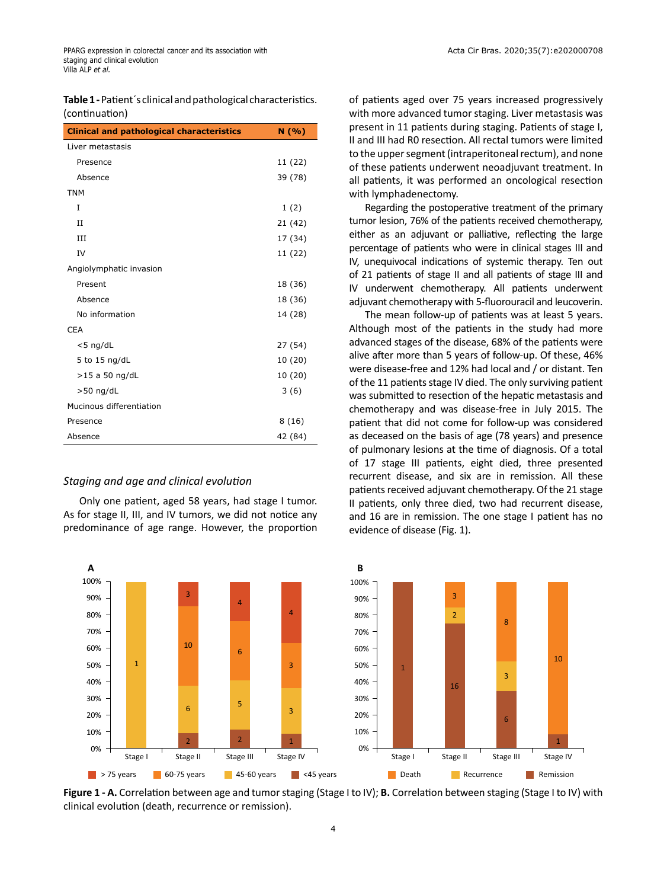**Table 1 -** Patient´s clinical and pathological characteristics. (continuation)

| Clinical and pathological characteristics | N (%) |
|---|---|
| Liver metastasis | |
| Presence | 11 (22) |
| Absence | 39 (78) |
| TNM | |
| I | 1 (2) |
| II | 21 (42) |
| III | 17 (34) |
| IV | 11 (22) |
| Angiolymphatic invasion | |
| Present | 18 (36) |
| Absence | 18 (36) |
| No information | 14 (28) |
| CEA | |
| <5 ng/dL | 27 (54) |
| 5 to 15 ng/dL | 10 (20) |
| >15 a 50 ng/dL | 10 (20) |
| >50 ng/dL | 3 (6) |
| Mucinous differentiation | |
| Presence | 8 (16) |
| Absence | 42 (84) |

### *Staging and age and clinical evolution*

Only one patient, aged 58 years, had stage I tumor. As for stage II, III, and IV tumors, we did not notice any predominance of age range. However, the proportion of patients aged over 75 years increased progressively with more advanced tumor staging. Liver metastasis was present in 11 patients during staging. Patients of stage I, II and III had R0 resection. All rectal tumors were limited to the upper segment (intraperitoneal rectum), and none of these patients underwent neoadjuvant treatment. In all patients, it was performed an oncological resection with lymphadenectomy.

Regarding the postoperative treatment of the primary tumor lesion, 76% of the patients received chemotherapy, either as an adjuvant or palliative, reflecting the large percentage of patients who were in clinical stages III and IV, unequivocal indications of systemic therapy. Ten out of 21 patients of stage II and all patients of stage III and IV underwent chemotherapy. All patients underwent adjuvant chemotherapy with 5-fluorouracil and leucoverin.

The mean follow-up of patients was at least 5 years. Although most of the patients in the study had more advanced stages of the disease, 68% of the patients were alive after more than 5 years of follow-up. Of these, 46% were disease-free and 12% had local and / or distant. Ten of the 11 patients stage IV died. The only surviving patient was submitted to resection of the hepatic metastasis and chemotherapy and was disease-free in July 2015. The patient that did not come for follow-up was considered as deceased on the basis of age (78 years) and presence of pulmonary lesions at the time of diagnosis. Of a total of 17 stage III patients, eight died, three presented recurrent disease, and six are in remission. All these patients received adjuvant chemotherapy. Of the 21 stage II patients, only three died, two had recurrent disease, and 16 are in remission. The one stage I patient has no evidence of disease (Fig. 1).

**Figure 1 - A.** Correlation between age and tumor staging (Stage I to IV); **B.** Correlation between staging (Stage I to IV) with clinical evolution (death, recurrence or remission).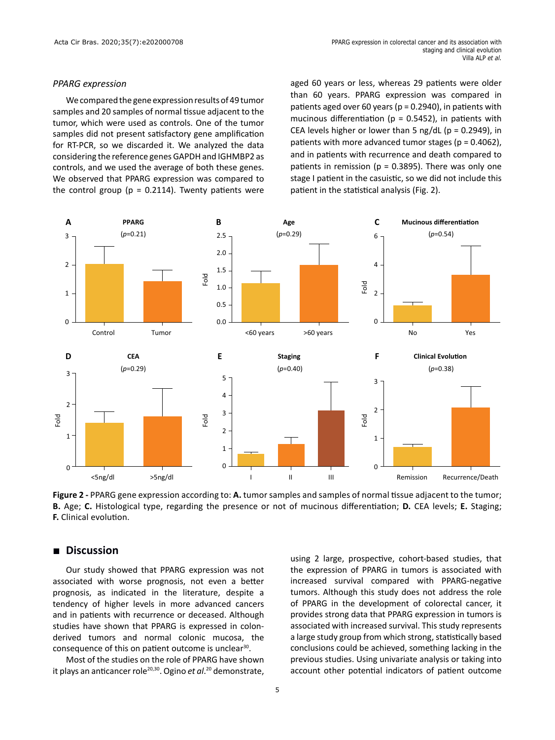### PPARG expression

We compared the gene expression results of 49 tumor samples and 20 samples of normal tissue adjacent to the tumor, which were used as controls. One of the tumor samples did not present satisfactory gene amplification for RT-PCR, so we discarded it. We analyzed the data considering the reference genes GAPDH and IGHMBP2 as controls, and we used the average of both these genes. We observed that PPARG expression was compared to the control group (p = 0.2114). Twenty patients were aged 60 years or less, whereas 29 patients were older than 60 years. PPARG expression was compared in patients aged over 60 years (p = 0.2940), in patients with mucinous differentiation (p = 0.5452), in patients with CEA levels higher or lower than 5 ng/dL (p = 0.2949), in patients with more advanced tumor stages (p = 0.4062), and in patients with recurrence and death compared to patients in remission (p = 0.3895). There was only one stage I patient in the casuistic, so we did not include this patient in the statistical analysis (Fig. 2).

**Figure 2 -** PPARG gene expression according to: **A.** tumor samples and samples of normal tissue adjacent to the tumor; **B.** Age; **C.** Histological type, regarding the presence or not of mucinous differentiation; **D.** CEA levels; **E.** Staging; **F.** Clinical evolution.

## Discussion

Our study showed that PPARG expression was not associated with worse prognosis, not even a better prognosis, as indicated in the literature, despite a tendency of higher levels in more advanced cancers and in patients with recurrence or deceased. Although studies have shown that PPARG is expressed in colon-derived tumors and normal colonic mucosa, the consequence of this on patient outcome is unclear[30].

Most of the studies on the role of PPARG have shown it plays an anticancer role[20,30]. Ogino *et al*.[20] demonstrate, using 2 large, prospective, cohort-based studies, that the expression of PPARG in tumors is associated with increased survival compared with PPARG-negative tumors. Although this study does not address the role of PPARG in the development of colorectal cancer, it provides strong data that PPARG expression in tumors is associated with increased survival. This study represents a large study group from which strong, statistically based conclusions could be achieved, something lacking in the previous studies. Using univariate analysis or taking into account other potential indicators of patient outcome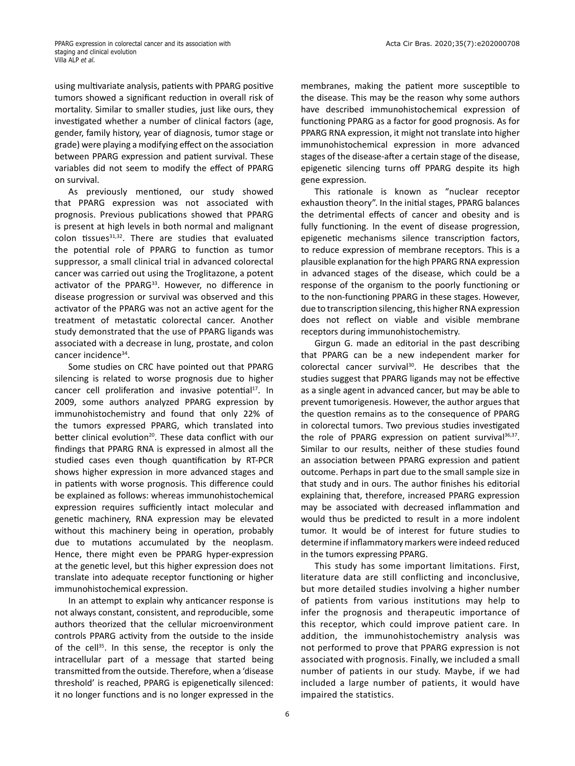using multivariate analysis, patients with PPARG positive tumors showed a significant reduction in overall risk of mortality. Similar to smaller studies, just like ours, they investigated whether a number of clinical factors (age, gender, family history, year of diagnosis, tumor stage or grade) were playing a modifying effect on the association between PPARG expression and patient survival. These variables did not seem to modify the effect of PPARG on survival.

As previously mentioned, our study showed that PPARG expression was not associated with prognosis. Previous publications showed that PPARG is present at high levels in both normal and malignant colon tissues[31,32]. There are studies that evaluated the potential role of PPARG to function as tumor suppressor, a small clinical trial in advanced colorectal cancer was carried out using the Troglitazone, a potent activator of the PPARG[33]. However, no difference in disease progression or survival was observed and this activator of the PPARG was not an active agent for the treatment of metastatic colorectal cancer. Another study demonstrated that the use of PPARG ligands was associated with a decrease in lung, prostate, and colon cancer incidence[34].

Some studies on CRC have pointed out that PPARG silencing is related to worse prognosis due to higher cancer cell proliferation and invasive potential[17]. In 2009, some authors analyzed PPARG expression by immunohistochemistry and found that only 22% of the tumors expressed PPARG, which translated into better clinical evolution[20]. These data conflict with our findings that PPARG RNA is expressed in almost all the studied cases even though quantification by RT-PCR shows higher expression in more advanced stages and in patients with worse prognosis. This difference could be explained as follows: whereas immunohistochemical expression requires sufficiently intact molecular and genetic machinery, RNA expression may be elevated without this machinery being in operation, probably due to mutations accumulated by the neoplasm. Hence, there might even be PPARG hyper-expression at the genetic level, but this higher expression does not translate into adequate receptor functioning or higher immunohistochemical expression.

In an attempt to explain why anticancer response is not always constant, consistent, and reproducible, some authors theorized that the cellular microenvironment controls PPARG activity from the outside to the inside of the cell[35]. In this sense, the receptor is only the intracellular part of a message that started being transmitted from the outside. Therefore, when a 'disease threshold' is reached, PPARG is epigenetically silenced: it no longer functions and is no longer expressed in the membranes, making the patient more susceptible to the disease. This may be the reason why some authors have described immunohistochemical expression of functioning PPARG as a factor for good prognosis. As for PPARG RNA expression, it might not translate into higher immunohistochemical expression in more advanced stages of the disease-after a certain stage of the disease, epigenetic silencing turns off PPARG despite its high gene expression.

This rationale is known as "nuclear receptor exhaustion theory". In the initial stages, PPARG balances the detrimental effects of cancer and obesity and is fully functioning. In the event of disease progression, epigenetic mechanisms silence transcription factors, to reduce expression of membrane receptors. This is a plausible explanation for the high PPARG RNA expression in advanced stages of the disease, which could be a response of the organism to the poorly functioning or to the non-functioning PPARG in these stages. However, due to transcription silencing, this higher RNA expression does not reflect on viable and visible membrane receptors during immunohistochemistry.

Girgun G. made an editorial in the past describing that PPARG can be a new independent marker for colorectal cancer survival[30]. He describes that the studies suggest that PPARG ligands may not be effective as a single agent in advanced cancer, but may be able to prevent tumorigenesis. However, the author argues that the question remains as to the consequence of PPARG in colorectal tumors. Two previous studies investigated the role of PPARG expression on patient survival[36,37]. Similar to our results, neither of these studies found an association between PPARG expression and patient outcome. Perhaps in part due to the small sample size in that study and in ours. The author finishes his editorial explaining that, therefore, increased PPARG expression may be associated with decreased inflammation and would thus be predicted to result in a more indolent tumor. It would be of interest for future studies to determine if inflammatory markers were indeed reduced in the tumors expressing PPARG.

This study has some important limitations. First, literature data are still conflicting and inconclusive, but more detailed studies involving a higher number of patients from various institutions may help to infer the prognosis and therapeutic importance of this receptor, which could improve patient care. In addition, the immunohistochemistry analysis was not performed to prove that PPARG expression is not associated with prognosis. Finally, we included a small number of patients in our study. Maybe, if we had included a large number of patients, it would have impaired the statistics.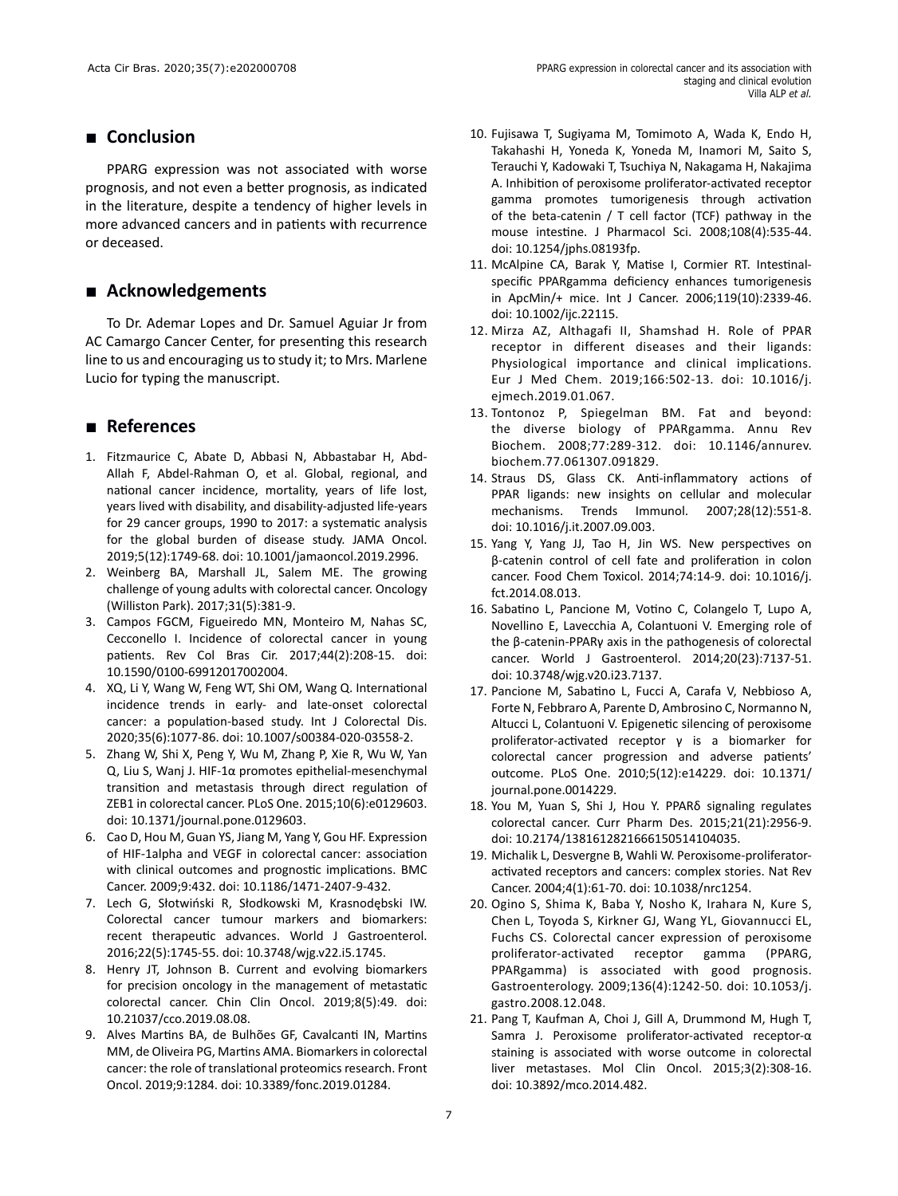## Conclusion

PPARG expression was not associated with worse prognosis, and not even a better prognosis, as indicated in the literature, despite a tendency of higher levels in more advanced cancers and in patients with recurrence or deceased.

## Acknowledgements

To Dr. Ademar Lopes and Dr. Samuel Aguiar Jr from AC Camargo Cancer Center, for presenting this research line to us and encouraging us to study it; to Mrs. Marlene Lucio for typing the manuscript.

## References

1. Fitzmaurice C, Abate D, Abbasi N, Abbastabar H, Abd-Allah F, Abdel-Rahman O, et al. Global, regional, and national cancer incidence, mortality, years of life lost, years lived with disability, and disability-adjusted life-years for 29 cancer groups, 1990 to 2017: a systematic analysis for the global burden of disease study. JAMA Oncol. 2019;5(12):1749-68. doi: 10.1001/jamaoncol.2019.2996.
2. Weinberg BA, Marshall JL, Salem ME. The growing challenge of young adults with colorectal cancer. Oncology (Williston Park). 2017;31(5):381-9.
3. Campos FGCM, Figueiredo MN, Monteiro M, Nahas SC, Cecconello I. Incidence of colorectal cancer in young patients. Rev Col Bras Cir. 2017;44(2):208-15. doi: 10.1590/0100-69912017002004.
4. XQ, Li Y, Wang W, Feng WT, Shi OM, Wang Q. International incidence trends in early- and late-onset colorectal cancer: a population-based study. Int J Colorectal Dis. 2020;35(6):1077-86. doi: 10.1007/s00384-020-03558-2.
5. Zhang W, Shi X, Peng Y, Wu M, Zhang P, Xie R, Wu W, Yan Q, Liu S, Wanj J. HIF-1α promotes epithelial-mesenchymal transition and metastasis through direct regulation of ZEB1 in colorectal cancer. PLoS One. 2015;10(6):e0129603. doi: 10.1371/journal.pone.0129603.
6. Cao D, Hou M, Guan YS, Jiang M, Yang Y, Gou HF. Expression of HIF-1alpha and VEGF in colorectal cancer: association with clinical outcomes and prognostic implications. BMC Cancer. 2009;9:432. doi: 10.1186/1471-2407-9-432.
7. Lech G, Słotwiński R, Słodkowski M, Krasnodębski IW. Colorectal cancer tumour markers and biomarkers: recent therapeutic advances. World J Gastroenterol. 2016;22(5):1745-55. doi: 10.3748/wjg.v22.i5.1745.
8. Henry JT, Johnson B. Current and evolving biomarkers for precision oncology in the management of metastatic colorectal cancer. Chin Clin Oncol. 2019;8(5):49. doi: 10.21037/cco.2019.08.08.
9. Alves Martins BA, de Bulhões GF, Cavalcanti IN, Martins MM, de Oliveira PG, Martins AMA. Biomarkers in colorectal cancer: the role of translational proteomics research. Front Oncol. 2019;9:1284. doi: 10.3389/fonc.2019.01284.
10. Fujisawa T, Sugiyama M, Tomimoto A, Wada K, Endo H, Takahashi H, Yoneda K, Yoneda M, Inamori M, Saito S, Terauchi Y, Kadowaki T, Tsuchiya N, Nakagama H, Nakajima A. Inhibition of peroxisome proliferator-activated receptor gamma promotes tumorigenesis through activation of the beta-catenin / T cell factor (TCF) pathway in the mouse intestine. J Pharmacol Sci. 2008;108(4):535-44. doi: 10.1254/jphs.08193fp.
11. McAlpine CA, Barak Y, Matise I, Cormier RT. Intestinal-specific PPARgamma deficiency enhances tumorigenesis in ApcMin/+ mice. Int J Cancer. 2006;119(10):2339-46. doi: 10.1002/ijc.22115.
12. Mirza AZ, Althagafi II, Shamshad H. Role of PPAR receptor in different diseases and their ligands: Physiological importance and clinical implications. Eur J Med Chem. 2019;166:502-13. doi: 10.1016/j.ejmech.2019.01.067.
13. Tontonoz P, Spiegelman BM. Fat and beyond: the diverse biology of PPARgamma. Annu Rev Biochem. 2008;77:289-312. doi: 10.1146/annurev.biochem.77.061307.091829.
14. Straus DS, Glass CK. Anti-inflammatory actions of PPAR ligands: new insights on cellular and molecular mechanisms. Trends Immunol. 2007;28(12):551-8. doi: 10.1016/j.it.2007.09.003.
15. Yang Y, Yang JJ, Tao H, Jin WS. New perspectives on β-catenin control of cell fate and proliferation in colon cancer. Food Chem Toxicol. 2014;74:14-9. doi: 10.1016/j.fct.2014.08.013.
16. Sabatino L, Pancione M, Votino C, Colangelo T, Lupo A, Novellino E, Lavecchia A, Colantuoni V. Emerging role of the β-catenin-PPARγ axis in the pathogenesis of colorectal cancer. World J Gastroenterol. 2014;20(23):7137-51. doi: 10.3748/wjg.v20.i23.7137.
17. Pancione M, Sabatino L, Fucci A, Carafa V, Nebbioso A, Forte N, Febbraro A, Parente D, Ambrosino C, Normanno N, Altucci L, Colantuoni V. Epigenetic silencing of peroxisome proliferator-activated receptor γ is a biomarker for colorectal cancer progression and adverse patients' outcome. PLoS One. 2010;5(12):e14229. doi: 10.1371/journal.pone.0014229.
18. You M, Yuan S, Shi J, Hou Y. PPARδ signaling regulates colorectal cancer. Curr Pharm Des. 2015;21(21):2956-9. doi: 10.2174/1381612821666150514104035.
19. Michalik L, Desvergne B, Wahli W. Peroxisome-proliferator-activated receptors and cancers: complex stories. Nat Rev Cancer. 2004;4(1):61-70. doi: 10.1038/nrc1254.
20. Ogino S, Shima K, Baba Y, Nosho K, Irahara N, Kure S, Chen L, Toyoda S, Kirkner GJ, Wang YL, Giovannucci EL, Fuchs CS. Colorectal cancer expression of peroxisome proliferator-activated receptor gamma (PPARG, PPARgamma) is associated with good prognosis. Gastroenterology. 2009;136(4):1242-50. doi: 10.1053/j.gastro.2008.12.048.
21. Pang T, Kaufman A, Choi J, Gill A, Drummond M, Hugh T, Samra J. Peroxisome proliferator-activated receptor-α staining is associated with worse outcome in colorectal liver metastases. Mol Clin Oncol. 2015;3(2):308-16. doi: 10.3892/mco.2014.482.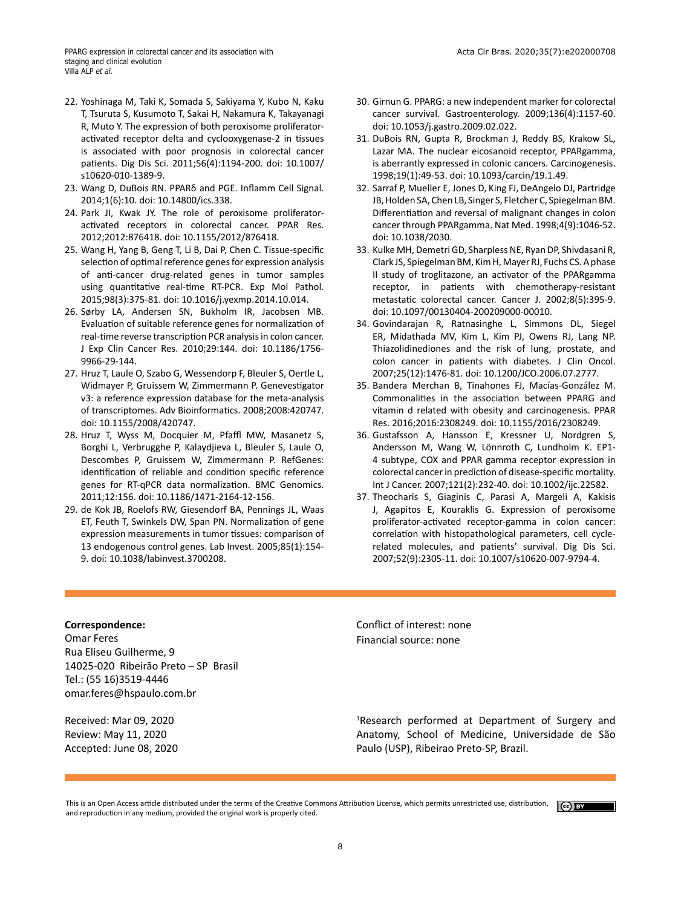22. Yoshinaga M, Taki K, Somada S, Sakiyama Y, Kubo N, Kaku T, Tsuruta S, Kusumoto T, Sakai H, Nakamura K, Takayanagi R, Muto Y. The expression of both peroxisome proliferator-activated receptor delta and cyclooxygenase-2 in tissues is associated with poor prognosis in colorectal cancer patients. Dig Dis Sci. 2011;56(4):1194-200. doi: 10.1007/s10620-010-1389-9.
23. Wang D, DuBois RN. PPARδ and PGE. Inflamm Cell Signal. 2014;1(6):10. doi: 10.14800/ics.338.
24. Park JI, Kwak JY. The role of peroxisome proliferator-activated receptors in colorectal cancer. PPAR Res. 2012;2012:876418. doi: 10.1155/2012/876418.
25. Wang H, Yang B, Geng T, Li B, Dai P, Chen C. Tissue-specific selection of optimal reference genes for expression analysis of anti-cancer drug-related genes in tumor samples using quantitative real-time RT-PCR. Exp Mol Pathol. 2015;98(3):375-81. doi: 10.1016/j.yexmp.2014.10.014.
26. Sørby LA, Andersen SN, Bukholm IR, Jacobsen MB. Evaluation of suitable reference genes for normalization of real-time reverse transcription PCR analysis in colon cancer. J Exp Clin Cancer Res. 2010;29:144. doi: 10.1186/1756-9966-29-144.
27. Hruz T, Laule O, Szabo G, Wessendorp F, Bleuler S, Oertle L, Widmayer P, Gruissem W, Zimmermann P. Genevestigator v3: a reference expression database for the meta-analysis of transcriptomes. Adv Bioinformatics. 2008;2008:420747. doi: 10.1155/2008/420747.
28. Hruz T, Wyss M, Docquier M, Pfaffl MW, Masanetz S, Borghi L, Verbrugghe P, Kalaydjieva L, Bleuler S, Laule O, Descombes P, Gruissem W, Zimmermann P. RefGenes: identification of reliable and condition specific reference genes for RT-qPCR data normalization. BMC Genomics. 2011;12:156. doi: 10.1186/1471-2164-12-156.
29. de Kok JB, Roelofs RW, Giesendorf BA, Pennings JL, Waas ET, Feuth T, Swinkels DW, Span PN. Normalization of gene expression measurements in tumor tissues: comparison of 13 endogenous control genes. Lab Invest. 2005;85(1):154-9. doi: 10.1038/labinvest.3700208.
30. Girnun G. PPARG: a new independent marker for colorectal cancer survival. Gastroenterology. 2009;136(4):1157-60. doi: 10.1053/j.gastro.2009.02.022.
31. DuBois RN, Gupta R, Brockman J, Reddy BS, Krakow SL, Lazar MA. The nuclear eicosanoid receptor, PPARgamma, is aberrantly expressed in colonic cancers. Carcinogenesis. 1998;19(1):49-53. doi: 10.1093/carcin/19.1.49.
32. Sarraf P, Mueller E, Jones D, King FJ, DeAngelo DJ, Partridge JB, Holden SA, Chen LB, Singer S, Fletcher C, Spiegelman BM. Differentiation and reversal of malignant changes in colon cancer through PPARgamma. Nat Med. 1998;4(9):1046-52. doi: 10.1038/2030.
33. Kulke MH, Demetri GD, Sharpless NE, Ryan DP, Shivdasani R, Clark JS, Spiegelman BM, Kim H, Mayer RJ, Fuchs CS. A phase II study of troglitazone, an activator of the PPARgamma receptor, in patients with chemotherapy-resistant metastatic colorectal cancer. Cancer J. 2002;8(5):395-9. doi: 10.1097/00130404-200209000-00010.
34. Govindarajan R, Ratnasinghe L, Simmons DL, Siegel ER, Midathada MV, Kim L, Kim PJ, Owens RJ, Lang NP. Thiazolidinediones and the risk of lung, prostate, and colon cancer in patients with diabetes. J Clin Oncol. 2007;25(12):1476-81. doi: 10.1200/JCO.2006.07.2777.
35. Bandera Merchan B, Tinahones FJ, Macías-González M. Commonalities in the association between PPARG and vitamin d related with obesity and carcinogenesis. PPAR Res. 2016;2016:2308249. doi: 10.1155/2016/2308249.
36. Gustafsson A, Hansson E, Kressner U, Nordgren S, Andersson M, Wang W, Lönnroth C, Lundholm K. EP1-4 subtype, COX and PPAR gamma receptor expression in colorectal cancer in prediction of disease-specific mortality. Int J Cancer. 2007;121(2):232-40. doi: 10.1002/ijc.22582.
37. Theocharis S, Giaginis C, Parasi A, Margeli A, Kakisis J, Agapitos E, Kouraklis G. Expression of peroxisome proliferator-activated receptor-gamma in colon cancer: correlation with histopathological parameters, cell cycle-related molecules, and patients' survival. Dig Dis Sci. 2007;52(9):2305-11. doi: 10.1007/s10620-007-9794-4.

**Correspondence:**
Omar Feres
Rua Eliseu Guilherme, 9
14025-020 Ribeirão Preto – SP Brasil
Tel.: (55 16)3519-4446
omar.feres@hspaulo.com.br

Received: Mar 09, 2020
Review: May 11, 2020
Accepted: June 08, 2020

Conflict of interest: none
Financial source: none

[1]Research performed at Department of Surgery and Anatomy, School of Medicine, Universidade de São Paulo (USP), Ribeirao Preto-SP, Brazil.

This is an Open Access article distributed under the terms of the Creative Commons Attribution License, which permits unrestricted use, distribution, and reproduction in any medium, provided the original work is properly cited.